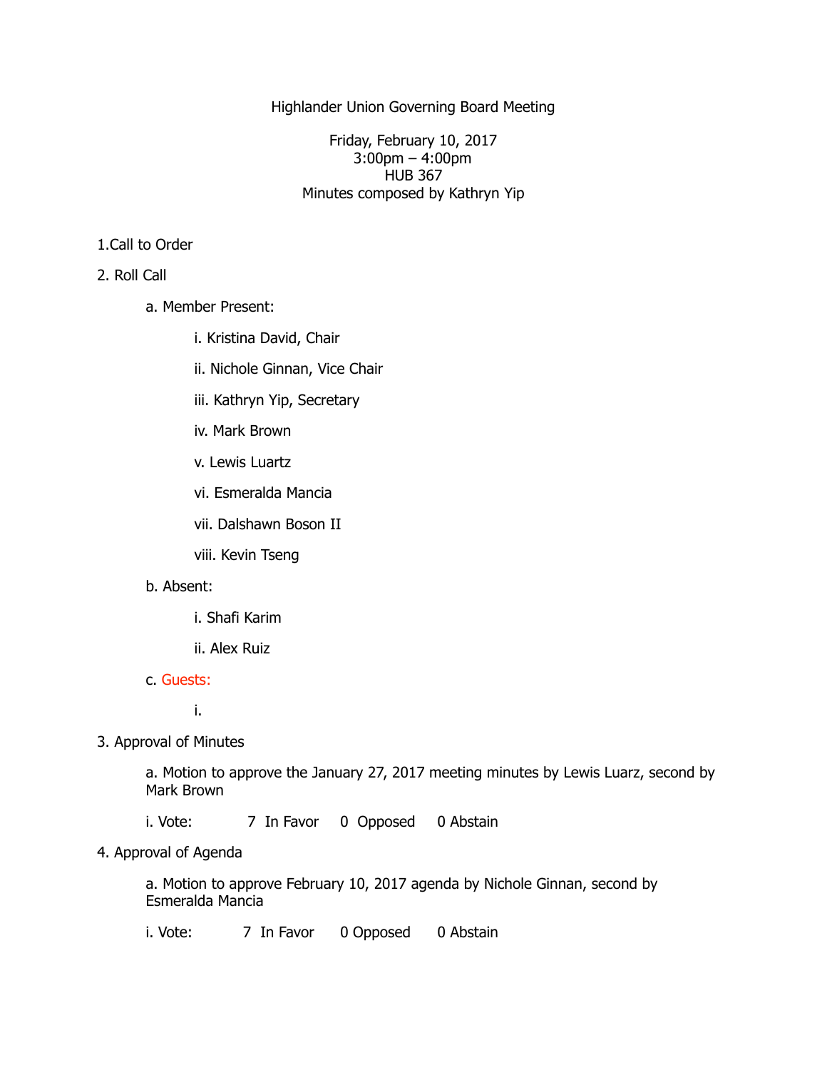# Highlander Union Governing Board Meeting

Friday, February 10, 2017
3:00pm – 4:00pm
HUB 367
Minutes composed by Kathryn Yip

1. Call to Order

2. Roll Call

   a. Member Present:

      i. Kristina David, Chair

      ii. Nichole Ginnan, Vice Chair

      iii. Kathryn Yip, Secretary

      iv. Mark Brown

      v. Lewis Luartz

      vi. Esmeralda Mancia

      vii. Dalshawn Boson II

      viii. Kevin Tseng

   b. Absent:

      i. Shafi Karim

      ii. Alex Ruiz

   c. Guests:

      i.

3. Approval of Minutes

   a. Motion to approve the January 27, 2017 meeting minutes by Lewis Luarz, second by Mark Brown

   i. Vote: 7 In Favor 0 Opposed 0 Abstain

4. Approval of Agenda

   a. Motion to approve February 10, 2017 agenda by Nichole Ginnan, second by Esmeralda Mancia

   i. Vote: 7 In Favor 0 Opposed 0 Abstain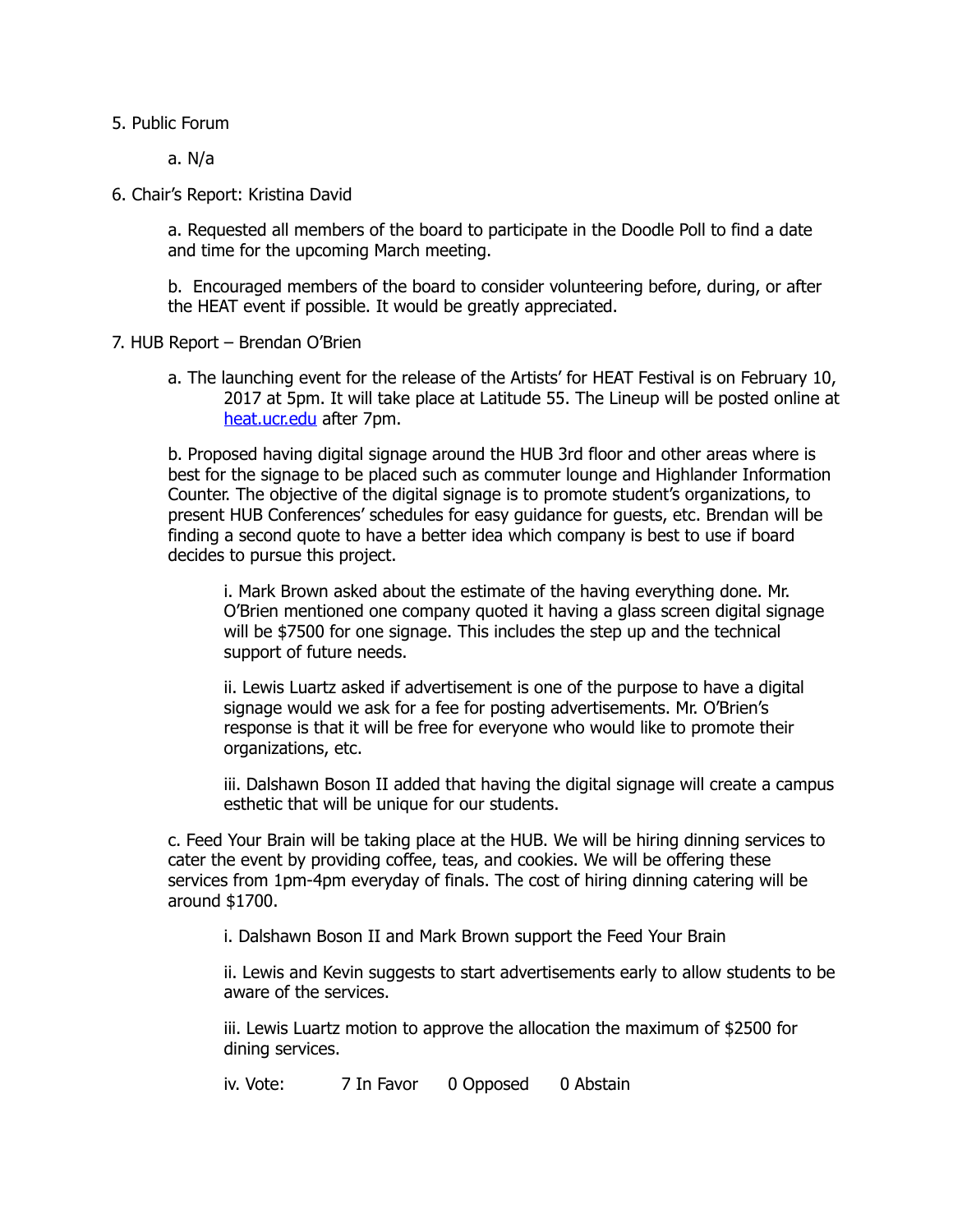5. Public Forum

    a. N/a

6. Chair's Report: Kristina David

    a. Requested all members of the board to participate in the Doodle Poll to find a date and time for the upcoming March meeting.

    b. Encouraged members of the board to consider volunteering before, during, or after the HEAT event if possible. It would be greatly appreciated.

7. HUB Report – Brendan O'Brien

    a. The launching event for the release of the Artists' for HEAT Festival is on February 10, 2017 at 5pm. It will take place at Latitude 55. The Lineup will be posted online at [heat.ucr.edu](http://heat.ucr.edu) after 7pm.

    b. Proposed having digital signage around the HUB 3rd floor and other areas where is best for the signage to be placed such as commuter lounge and Highlander Information Counter. The objective of the digital signage is to promote student's organizations, to present HUB Conferences' schedules for easy guidance for guests, etc. Brendan will be finding a second quote to have a better idea which company is best to use if board decides to pursue this project.

        i. Mark Brown asked about the estimate of the having everything done. Mr. O'Brien mentioned one company quoted it having a glass screen digital signage will be $7500 for one signage. This includes the step up and the technical support of future needs.

        ii. Lewis Luartz asked if advertisement is one of the purpose to have a digital signage would we ask for a fee for posting advertisements. Mr. O'Brien's response is that it will be free for everyone who would like to promote their organizations, etc.

        iii. Dalshawn Boson II added that having the digital signage will create a campus esthetic that will be unique for our students.

    c. Feed Your Brain will be taking place at the HUB. We will be hiring dinning services to cater the event by providing coffee, teas, and cookies. We will be offering these services from 1pm-4pm everyday of finals. The cost of hiring dinning catering will be around $1700.

        i. Dalshawn Boson II and Mark Brown support the Feed Your Brain

        ii. Lewis and Kevin suggests to start advertisements early to allow students to be aware of the services.

        iii. Lewis Luartz motion to approve the allocation the maximum of $2500 for dining services.

        iv. Vote: 7 In Favor 0 Opposed 0 Abstain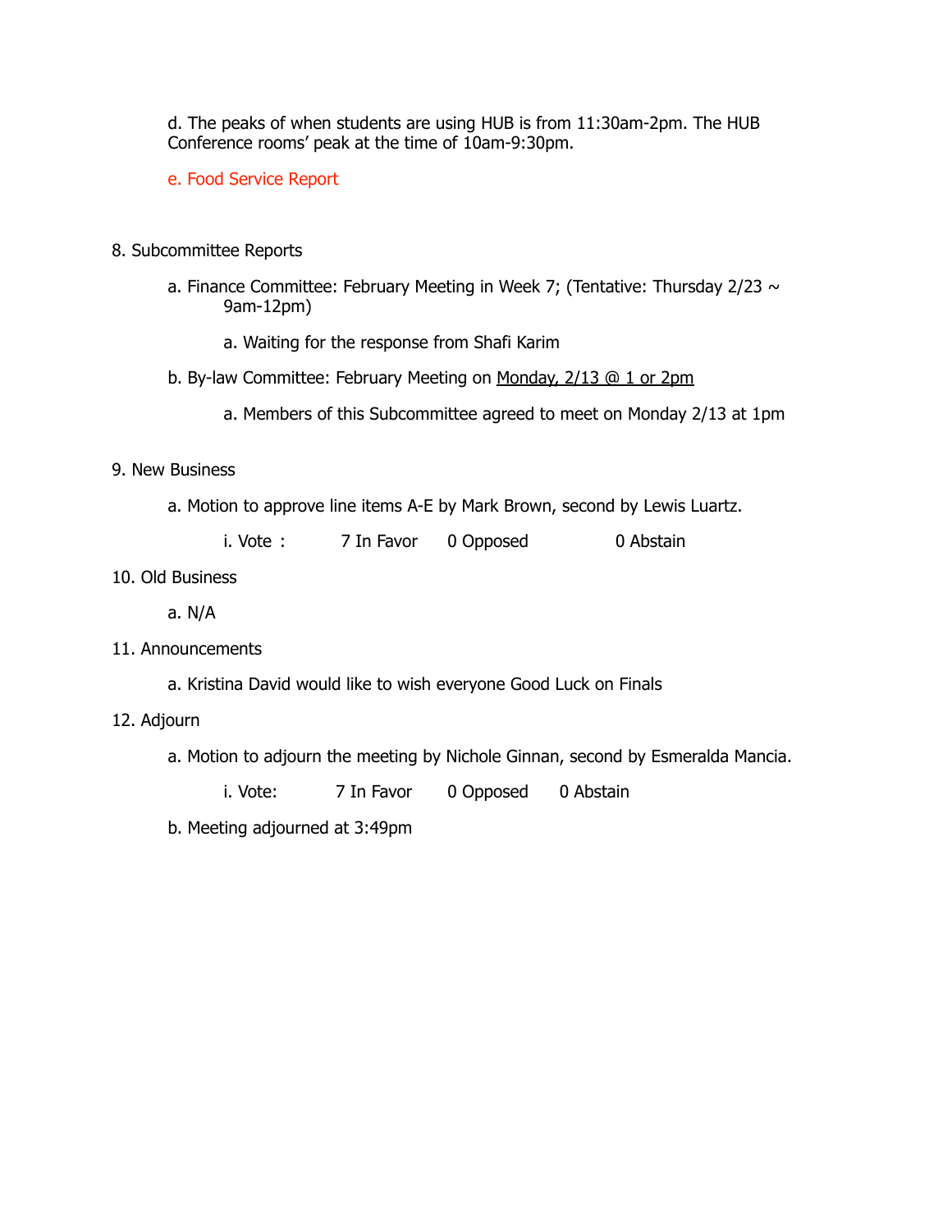d. The peaks of when students are using HUB is from 11:30am-2pm. The HUB Conference rooms' peak at the time of 10am-9:30pm.

e. Food Service Report

8. Subcommittee Reports

    a. Finance Committee: February Meeting in Week 7; (Tentative: Thursday 2/23 ~ 9am-12pm)

        a. Waiting for the response from Shafi Karim

    b. By-law Committee: February Meeting on Monday, 2/13 @ 1 or 2pm

        a. Members of this Subcommittee agreed to meet on Monday 2/13 at 1pm

9. New Business

    a. Motion to approve line items A-E by Mark Brown, second by Lewis Luartz.

        i. Vote : 7 In Favor 0 Opposed 0 Abstain

10. Old Business

    a. N/A

11. Announcements

    a. Kristina David would like to wish everyone Good Luck on Finals

12. Adjourn

    a. Motion to adjourn the meeting by Nichole Ginnan, second by Esmeralda Mancia.

        i. Vote: 7 In Favor 0 Opposed 0 Abstain

    b. Meeting adjourned at 3:49pm